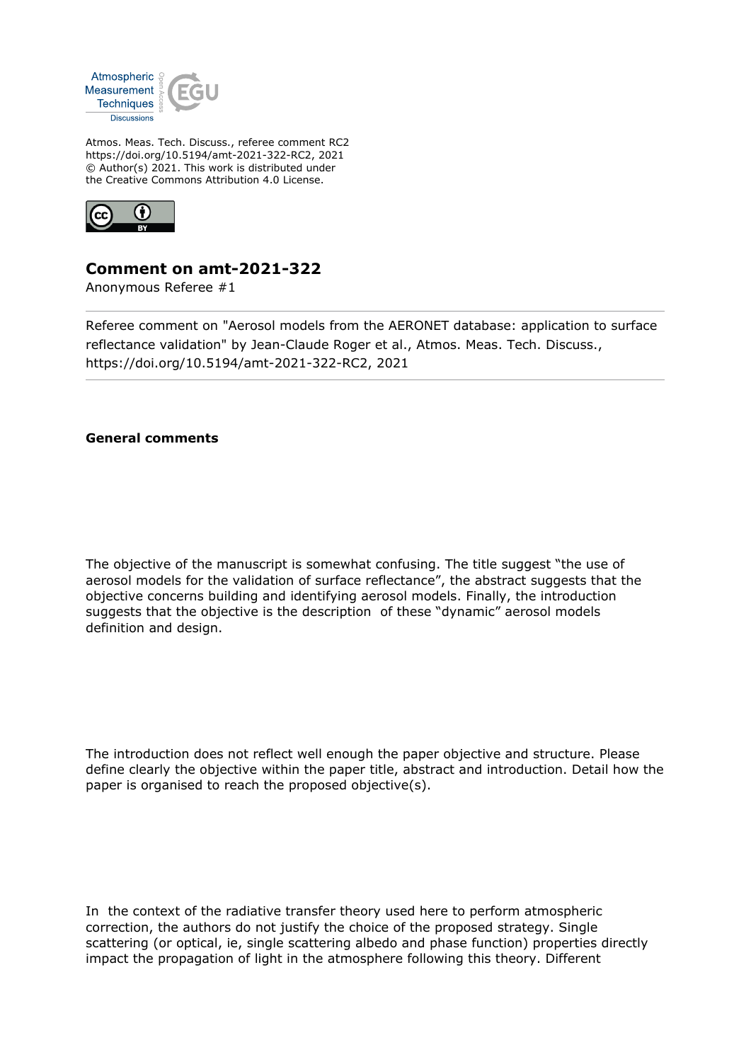Atmos. Meas. Tech. Discuss., referee comment RC2
https://doi.org/10.5194/amt-2021-322-RC2, 2021
© Author(s) 2021. This work is distributed under
the Creative Commons Attribution 4.0 License.

# Comment on amt-2021-322

Anonymous Referee #1

---

Referee comment on "Aerosol models from the AERONET database: application to surface reflectance validation" by Jean-Claude Roger et al., Atmos. Meas. Tech. Discuss., https://doi.org/10.5194/amt-2021-322-RC2, 2021

---

**General comments**

The objective of the manuscript is somewhat confusing. The title suggest "the use of aerosol models for the validation of surface reflectance", the abstract suggests that the objective concerns building and identifying aerosol models. Finally, the introduction suggests that the objective is the description of these "dynamic" aerosol models definition and design.

The introduction does not reflect well enough the paper objective and structure. Please define clearly the objective within the paper title, abstract and introduction. Detail how the paper is organised to reach the proposed objective(s).

In the context of the radiative transfer theory used here to perform atmospheric correction, the authors do not justify the choice of the proposed strategy. Single scattering (or optical, ie, single scattering albedo and phase function) properties directly impact the propagation of light in the atmosphere following this theory. Different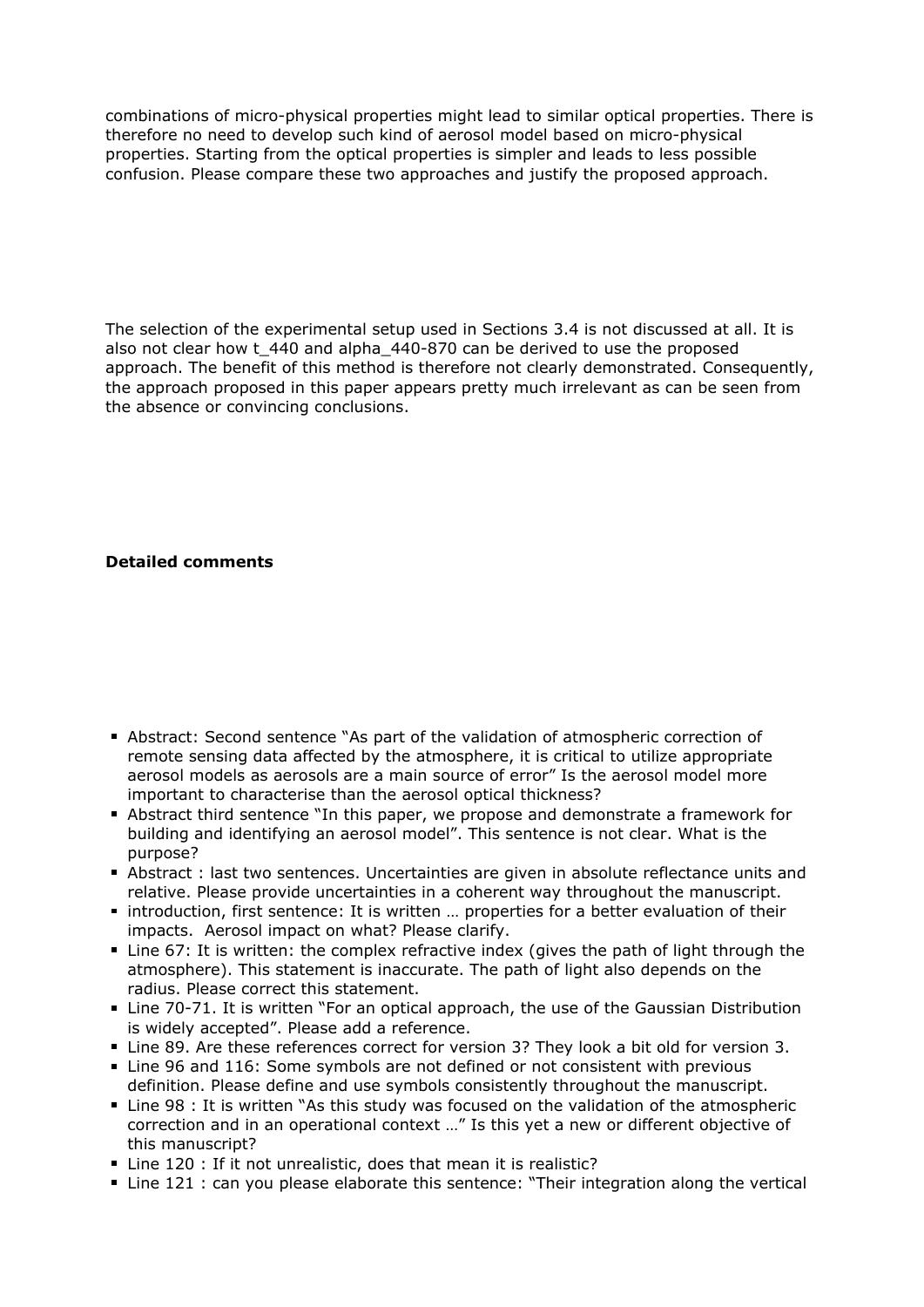combinations of micro-physical properties might lead to similar optical properties. There is therefore no need to develop such kind of aerosol model based on micro-physical properties. Starting from the optical properties is simpler and leads to less possible confusion. Please compare these two approaches and justify the proposed approach.

The selection of the experimental setup used in Sections 3.4 is not discussed at all. It is also not clear how t_440 and alpha_440-870 can be derived to use the proposed approach. The benefit of this method is therefore not clearly demonstrated. Consequently, the approach proposed in this paper appears pretty much irrelevant as can be seen from the absence or convincing conclusions.

**Detailed comments**

- Abstract: Second sentence "As part of the validation of atmospheric correction of remote sensing data affected by the atmosphere, it is critical to utilize appropriate aerosol models as aerosols are a main source of error" Is the aerosol model more important to characterise than the aerosol optical thickness?
- Abstract third sentence "In this paper, we propose and demonstrate a framework for building and identifying an aerosol model". This sentence is not clear. What is the purpose?
- Abstract : last two sentences. Uncertainties are given in absolute reflectance units and relative. Please provide uncertainties in a coherent way throughout the manuscript.
- introduction, first sentence: It is written … properties for a better evaluation of their impacts. Aerosol impact on what? Please clarify.
- Line 67: It is written: the complex refractive index (gives the path of light through the atmosphere). This statement is inaccurate. The path of light also depends on the radius. Please correct this statement.
- Line 70-71. It is written "For an optical approach, the use of the Gaussian Distribution is widely accepted". Please add a reference.
- Line 89. Are these references correct for version 3? They look a bit old for version 3.
- Line 96 and 116: Some symbols are not defined or not consistent with previous definition. Please define and use symbols consistently throughout the manuscript.
- Line 98 : It is written "As this study was focused on the validation of the atmospheric correction and in an operational context …" Is this yet a new or different objective of this manuscript?
- Line 120 : If it not unrealistic, does that mean it is realistic?
- Line 121 : can you please elaborate this sentence: "Their integration along the vertical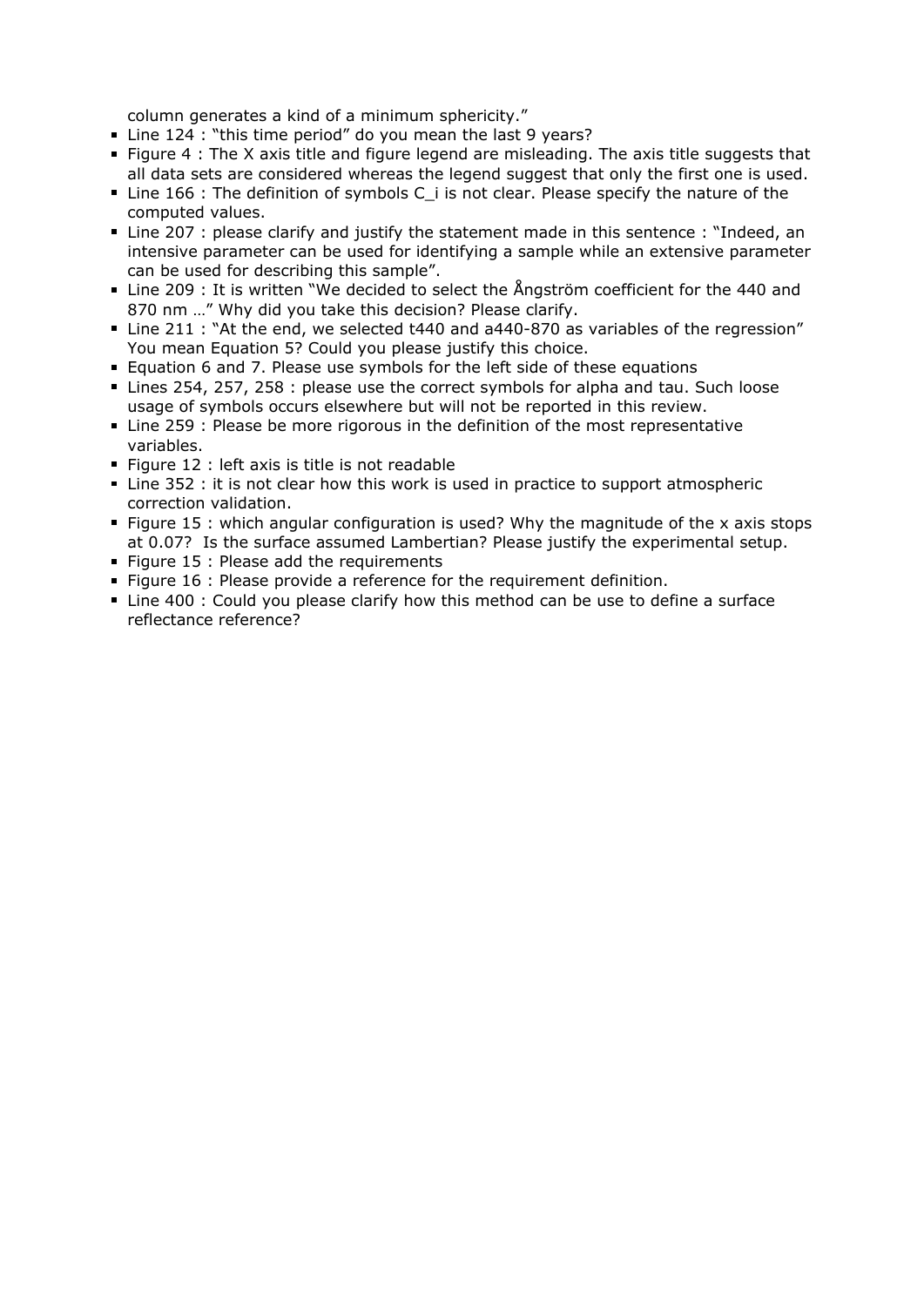column generates a kind of a minimum sphericity."

- Line 124 : "this time period" do you mean the last 9 years?
- Figure 4 : The X axis title and figure legend are misleading. The axis title suggests that all data sets are considered whereas the legend suggest that only the first one is used.
- Line 166 : The definition of symbols C_i is not clear. Please specify the nature of the computed values.
- Line 207 : please clarify and justify the statement made in this sentence : "Indeed, an intensive parameter can be used for identifying a sample while an extensive parameter can be used for describing this sample".
- Line 209 : It is written "We decided to select the Ångström coefficient for the 440 and 870 nm …" Why did you take this decision? Please clarify.
- Line 211 : "At the end, we selected t440 and a440-870 as variables of the regression" You mean Equation 5? Could you please justify this choice.
- Equation 6 and 7. Please use symbols for the left side of these equations
- Lines 254, 257, 258 : please use the correct symbols for alpha and tau. Such loose usage of symbols occurs elsewhere but will not be reported in this review.
- Line 259 : Please be more rigorous in the definition of the most representative variables.
- Figure 12 : left axis is title is not readable
- Line 352 : it is not clear how this work is used in practice to support atmospheric correction validation.
- Figure 15 : which angular configuration is used? Why the magnitude of the x axis stops at 0.07? Is the surface assumed Lambertian? Please justify the experimental setup.
- Figure 15 : Please add the requirements
- Figure 16 : Please provide a reference for the requirement definition.
- Line 400 : Could you please clarify how this method can be use to define a surface reflectance reference?